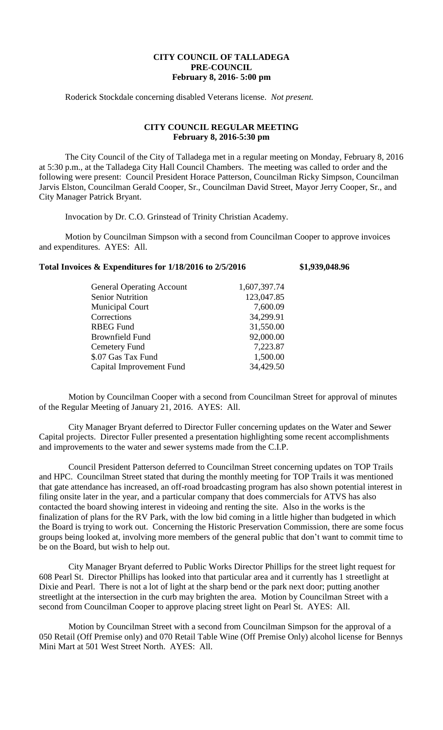# CITY COUNCIL OF TALLADEGA
## PRE-COUNCIL
## February 8, 2016- 5:00 pm

Roderick Stockdale concerning disabled Veterans license. *Not present.*

## CITY COUNCIL REGULAR MEETING
## February 8, 2016-5:30 pm

The City Council of the City of Talladega met in a regular meeting on Monday, February 8, 2016 at 5:30 p.m., at the Talladega City Hall Council Chambers. The meeting was called to order and the following were present: Council President Horace Patterson, Councilman Ricky Simpson, Councilman Jarvis Elston, Councilman Gerald Cooper, Sr., Councilman David Street, Mayor Jerry Cooper, Sr., and City Manager Patrick Bryant.

Invocation by Dr. C.O. Grinstead of Trinity Christian Academy.

Motion by Councilman Simpson with a second from Councilman Cooper to approve invoices and expenditures. AYES: All.

**Total Invoices & Expenditures for 1/18/2016 to 2/5/2016 $1,939,048.96**

| | |
|---|---|
| General Operating Account | 1,607,397.74 |
| Senior Nutrition | 123,047.85 |
| Municipal Court | 7,600.09 |
| Corrections | 34,299.91 |
| RBEG Fund | 31,550.00 |
| Brownfield Fund | 92,000.00 |
| Cemetery Fund | 7,223.87 |
| $.07 Gas Tax Fund | 1,500.00 |
| Capital Improvement Fund | 34,429.50 |

Motion by Councilman Cooper with a second from Councilman Street for approval of minutes of the Regular Meeting of January 21, 2016. AYES: All.

City Manager Bryant deferred to Director Fuller concerning updates on the Water and Sewer Capital projects. Director Fuller presented a presentation highlighting some recent accomplishments and improvements to the water and sewer systems made from the C.I.P.

Council President Patterson deferred to Councilman Street concerning updates on TOP Trails and HPC. Councilman Street stated that during the monthly meeting for TOP Trails it was mentioned that gate attendance has increased, an off-road broadcasting program has also shown potential interest in filing onsite later in the year, and a particular company that does commercials for ATVS has also contacted the board showing interest in videoing and renting the site. Also in the works is the finalization of plans for the RV Park, with the low bid coming in a little higher than budgeted in which the Board is trying to work out. Concerning the Historic Preservation Commission, there are some focus groups being looked at, involving more members of the general public that don't want to commit time to be on the Board, but wish to help out.

City Manager Bryant deferred to Public Works Director Phillips for the street light request for 608 Pearl St. Director Phillips has looked into that particular area and it currently has 1 streetlight at Dixie and Pearl. There is not a lot of light at the sharp bend or the park next door; putting another streetlight at the intersection in the curb may brighten the area. Motion by Councilman Street with a second from Councilman Cooper to approve placing street light on Pearl St. AYES: All.

Motion by Councilman Street with a second from Councilman Simpson for the approval of a 050 Retail (Off Premise only) and 070 Retail Table Wine (Off Premise Only) alcohol license for Bennys Mini Mart at 501 West Street North. AYES: All.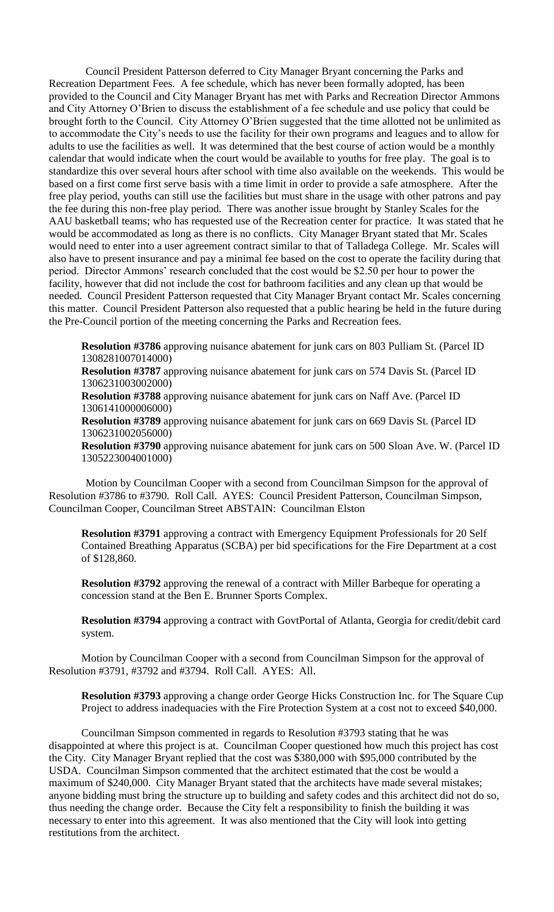Council President Patterson deferred to City Manager Bryant concerning the Parks and Recreation Department Fees. A fee schedule, which has never been formally adopted, has been provided to the Council and City Manager Bryant has met with Parks and Recreation Director Ammons and City Attorney O'Brien to discuss the establishment of a fee schedule and use policy that could be brought forth to the Council. City Attorney O'Brien suggested that the time allotted not be unlimited as to accommodate the City's needs to use the facility for their own programs and leagues and to allow for adults to use the facilities as well. It was determined that the best course of action would be a monthly calendar that would indicate when the court would be available to youths for free play. The goal is to standardize this over several hours after school with time also available on the weekends. This would be based on a first come first serve basis with a time limit in order to provide a safe atmosphere. After the free play period, youths can still use the facilities but must share in the usage with other patrons and pay the fee during this non-free play period. There was another issue brought by Stanley Scales for the AAU basketball teams; who has requested use of the Recreation center for practice. It was stated that he would be accommodated as long as there is no conflicts. City Manager Bryant stated that Mr. Scales would need to enter into a user agreement contract similar to that of Talladega College. Mr. Scales will also have to present insurance and pay a minimal fee based on the cost to operate the facility during that period. Director Ammons' research concluded that the cost would be $2.50 per hour to power the facility, however that did not include the cost for bathroom facilities and any clean up that would be needed. Council President Patterson requested that City Manager Bryant contact Mr. Scales concerning this matter. Council President Patterson also requested that a public hearing be held in the future during the Pre-Council portion of the meeting concerning the Parks and Recreation fees.

**Resolution #3786** approving nuisance abatement for junk cars on 803 Pulliam St. (Parcel ID 1308281007014000)
**Resolution #3787** approving nuisance abatement for junk cars on 574 Davis St. (Parcel ID 1306231003002000)
**Resolution #3788** approving nuisance abatement for junk cars on Naff Ave. (Parcel ID 1306141000006000)
**Resolution #3789** approving nuisance abatement for junk cars on 669 Davis St. (Parcel ID 1306231002056000)
**Resolution #3790** approving nuisance abatement for junk cars on 500 Sloan Ave. W. (Parcel ID 1305223004001000)

Motion by Councilman Cooper with a second from Councilman Simpson for the approval of Resolution #3786 to #3790. Roll Call. AYES: Council President Patterson, Councilman Simpson, Councilman Cooper, Councilman Street ABSTAIN: Councilman Elston

**Resolution #3791** approving a contract with Emergency Equipment Professionals for 20 Self Contained Breathing Apparatus (SCBA) per bid specifications for the Fire Department at a cost of $128,860.

**Resolution #3792** approving the renewal of a contract with Miller Barbeque for operating a concession stand at the Ben E. Brunner Sports Complex.

**Resolution #3794** approving a contract with GovtPortal of Atlanta, Georgia for credit/debit card system.

Motion by Councilman Cooper with a second from Councilman Simpson for the approval of Resolution #3791, #3792 and #3794. Roll Call. AYES: All.

**Resolution #3793** approving a change order George Hicks Construction Inc. for The Square Cup Project to address inadequacies with the Fire Protection System at a cost not to exceed $40,000.

Councilman Simpson commented in regards to Resolution #3793 stating that he was disappointed at where this project is at. Councilman Cooper questioned how much this project has cost the City. City Manager Bryant replied that the cost was $380,000 with $95,000 contributed by the USDA. Councilman Simpson commented that the architect estimated that the cost be would a maximum of $240,000. City Manager Bryant stated that the architects have made several mistakes; anyone bidding must bring the structure up to building and safety codes and this architect did not do so, thus needing the change order. Because the City felt a responsibility to finish the building it was necessary to enter into this agreement. It was also mentioned that the City will look into getting restitutions from the architect.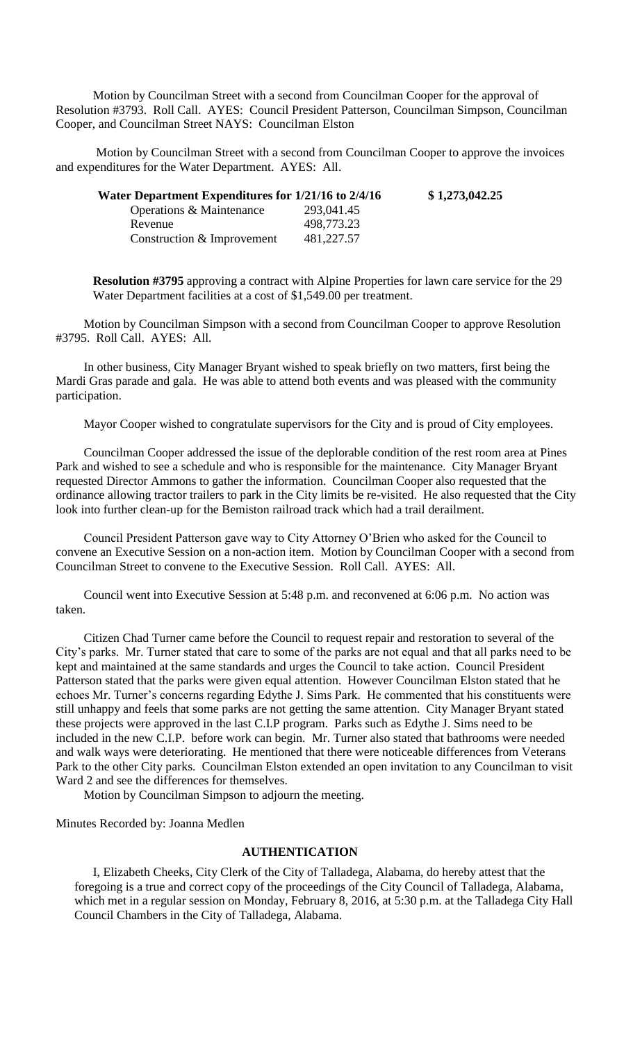Motion by Councilman Street with a second from Councilman Cooper for the approval of Resolution #3793. Roll Call. AYES: Council President Patterson, Councilman Simpson, Councilman Cooper, and Councilman Street NAYS: Councilman Elston

Motion by Councilman Street with a second from Councilman Cooper to approve the invoices and expenditures for the Water Department. AYES: All.

| | | |
|---|---|---|
| **Water Department Expenditures for 1/21/16 to 2/4/16** | | **$ 1,273,042.25** |
| Operations & Maintenance | 293,041.45 | |
| Revenue | 498,773.23 | |
| Construction & Improvement | 481,227.57 | |

**Resolution #3795** approving a contract with Alpine Properties for lawn care service for the 29 Water Department facilities at a cost of $1,549.00 per treatment.

Motion by Councilman Simpson with a second from Councilman Cooper to approve Resolution #3795. Roll Call. AYES: All.

In other business, City Manager Bryant wished to speak briefly on two matters, first being the Mardi Gras parade and gala. He was able to attend both events and was pleased with the community participation.

Mayor Cooper wished to congratulate supervisors for the City and is proud of City employees.

Councilman Cooper addressed the issue of the deplorable condition of the rest room area at Pines Park and wished to see a schedule and who is responsible for the maintenance. City Manager Bryant requested Director Ammons to gather the information. Councilman Cooper also requested that the ordinance allowing tractor trailers to park in the City limits be re-visited. He also requested that the City look into further clean-up for the Bemiston railroad track which had a trail derailment.

Council President Patterson gave way to City Attorney O'Brien who asked for the Council to convene an Executive Session on a non-action item. Motion by Councilman Cooper with a second from Councilman Street to convene to the Executive Session. Roll Call. AYES: All.

Council went into Executive Session at 5:48 p.m. and reconvened at 6:06 p.m. No action was taken.

Citizen Chad Turner came before the Council to request repair and restoration to several of the City's parks. Mr. Turner stated that care to some of the parks are not equal and that all parks need to be kept and maintained at the same standards and urges the Council to take action. Council President Patterson stated that the parks were given equal attention. However Councilman Elston stated that he echoes Mr. Turner's concerns regarding Edythe J. Sims Park. He commented that his constituents were still unhappy and feels that some parks are not getting the same attention. City Manager Bryant stated these projects were approved in the last C.I.P program. Parks such as Edythe J. Sims need to be included in the new C.I.P. before work can begin. Mr. Turner also stated that bathrooms were needed and walk ways were deteriorating. He mentioned that there were noticeable differences from Veterans Park to the other City parks. Councilman Elston extended an open invitation to any Councilman to visit Ward 2 and see the differences for themselves.

Motion by Councilman Simpson to adjourn the meeting.

Minutes Recorded by: Joanna Medlen

## AUTHENTICATION

I, Elizabeth Cheeks, City Clerk of the City of Talladega, Alabama, do hereby attest that the foregoing is a true and correct copy of the proceedings of the City Council of Talladega, Alabama, which met in a regular session on Monday, February 8, 2016, at 5:30 p.m. at the Talladega City Hall Council Chambers in the City of Talladega, Alabama.